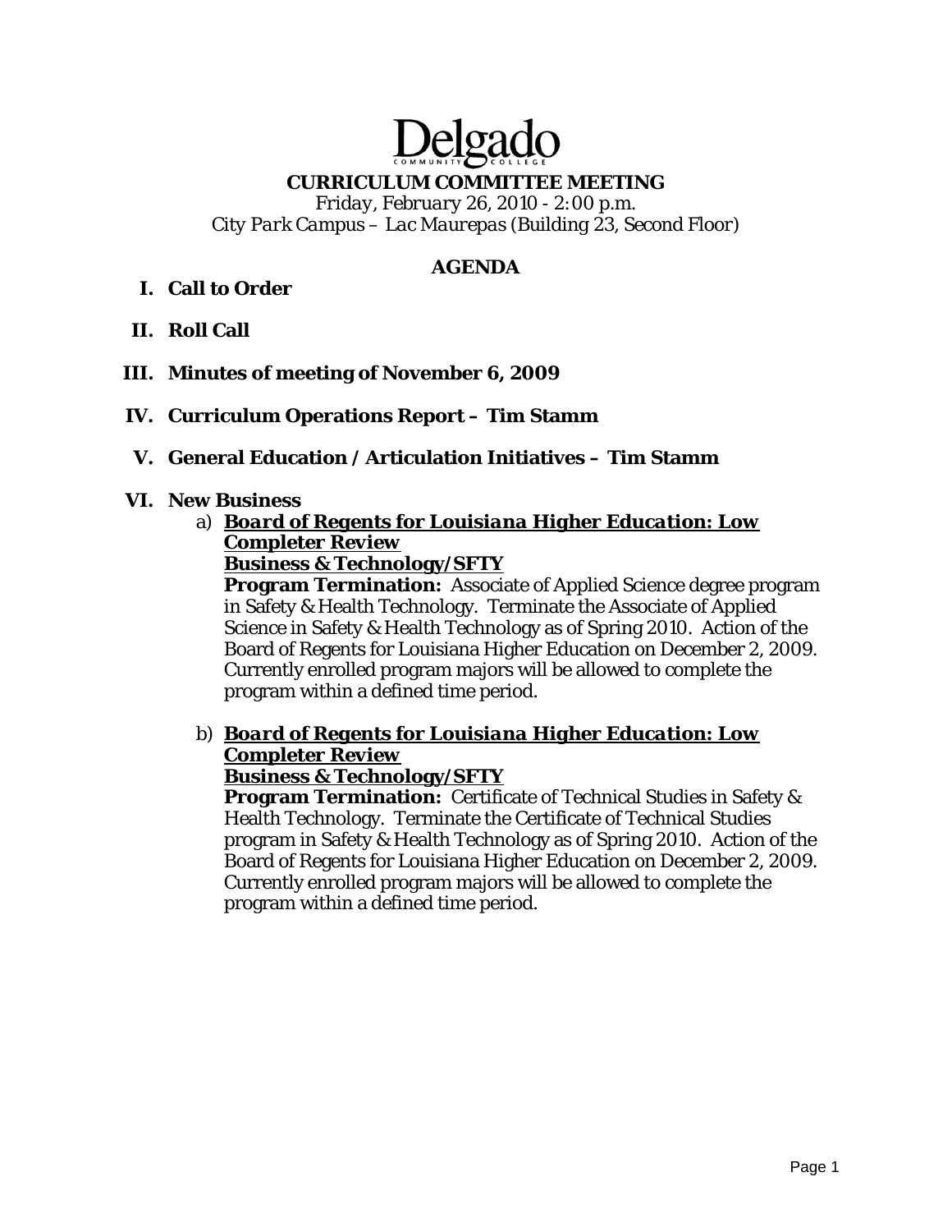# Delgado Community College

## CURRICULUM COMMITTEE MEETING

*Friday, February 26, 2010 - 2:00 p.m.*
*City Park Campus – Lac Maurepas (Building 23, Second Floor)*

### AGENDA

**I. Call to Order**

**II. Roll Call**

**III. Minutes of meeting of November 6, 2009**

**IV. Curriculum Operations Report – Tim Stamm**

**V. General Education / Articulation Initiatives – Tim Stamm**

**VI. New Business**

a) ***Board of Regents for Louisiana Higher Education: Low Completer Review***
**Business & Technology/SFTY**
**Program Termination:** Associate of Applied Science degree program in Safety & Health Technology. Terminate the Associate of Applied Science in Safety & Health Technology as of Spring 2010. Action of the Board of Regents for Louisiana Higher Education on December 2, 2009. Currently enrolled program majors will be allowed to complete the program within a defined time period.

b) ***Board of Regents for Louisiana Higher Education: Low Completer Review***
**Business & Technology/SFTY**
**Program Termination:** Certificate of Technical Studies in Safety & Health Technology. Terminate the Certificate of Technical Studies program in Safety & Health Technology as of Spring 2010. Action of the Board of Regents for Louisiana Higher Education on December 2, 2009. Currently enrolled program majors will be allowed to complete the program within a defined time period.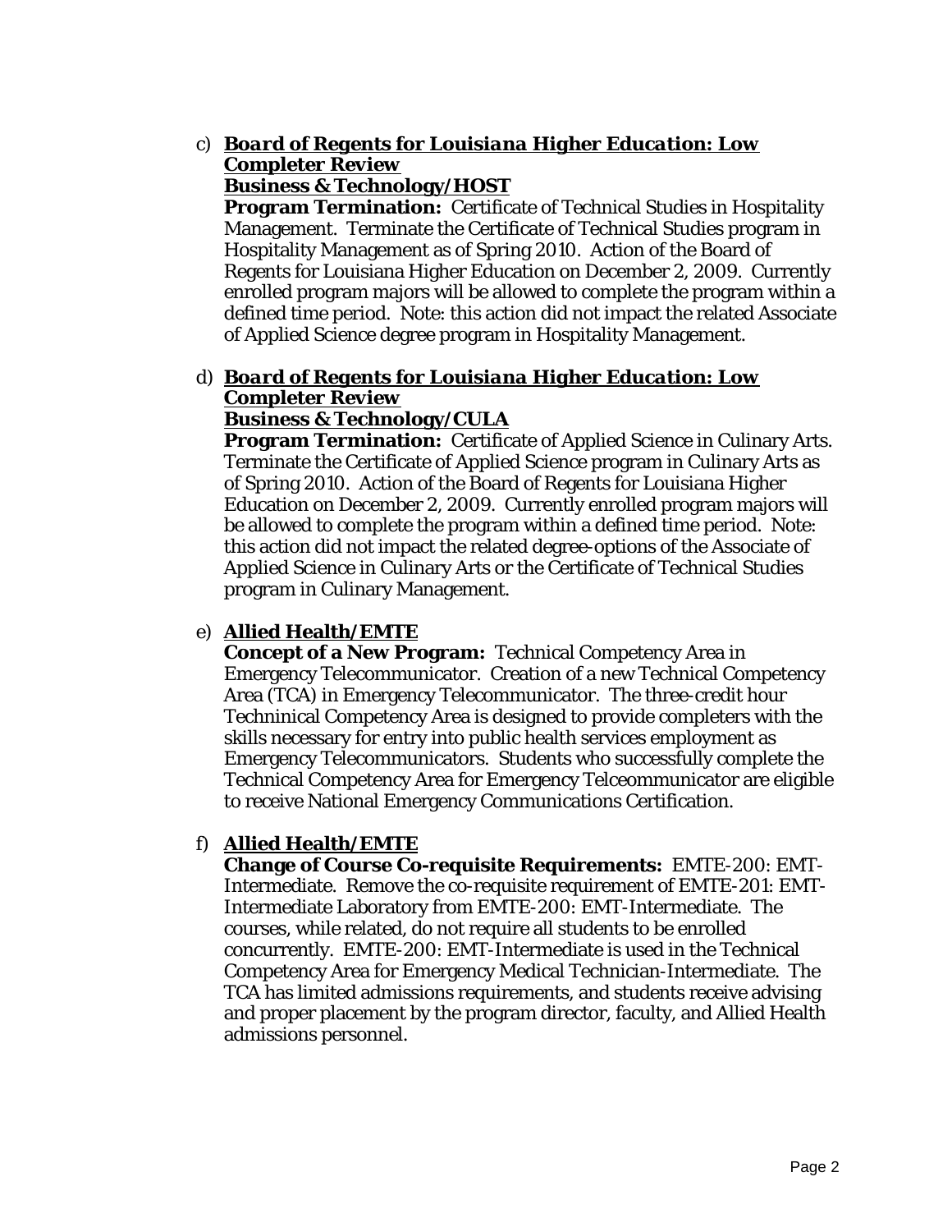c) ***Board of Regents for Louisiana Higher Education: Low Completer Review***
**Business & Technology/HOST**
**Program Termination:** Certificate of Technical Studies in Hospitality Management. Terminate the Certificate of Technical Studies program in Hospitality Management as of Spring 2010. Action of the Board of Regents for Louisiana Higher Education on December 2, 2009. Currently enrolled program majors will be allowed to complete the program within a defined time period. Note: this action did not impact the related Associate of Applied Science degree program in Hospitality Management.

d) ***Board of Regents for Louisiana Higher Education: Low Completer Review***
**Business & Technology/CULA**
**Program Termination:** Certificate of Applied Science in Culinary Arts. Terminate the Certificate of Applied Science program in Culinary Arts as of Spring 2010. Action of the Board of Regents for Louisiana Higher Education on December 2, 2009. Currently enrolled program majors will be allowed to complete the program within a defined time period. Note: this action did not impact the related degree-options of the Associate of Applied Science in Culinary Arts or the Certificate of Technical Studies program in Culinary Management.

e) **Allied Health/EMTE**
**Concept of a New Program:** Technical Competency Area in Emergency Telecommunicator. Creation of a new Technical Competency Area (TCA) in Emergency Telecommunicator. The three-credit hour Techninical Competency Area is designed to provide completers with the skills necessary for entry into public health services employment as Emergency Telecommunicators. Students who successfully complete the Technical Competency Area for Emergency Telceommunicator are eligible to receive National Emergency Communications Certification.

f) **Allied Health/EMTE**
**Change of Course Co-requisite Requirements:** EMTE-200: EMT-Intermediate. Remove the co-requisite requirement of EMTE-201: EMT-Intermediate Laboratory from EMTE-200: EMT-Intermediate. The courses, while related, do not require all students to be enrolled concurrently. EMTE-200: EMT-Intermediate is used in the Technical Competency Area for Emergency Medical Technician-Intermediate. The TCA has limited admissions requirements, and students receive advising and proper placement by the program director, faculty, and Allied Health admissions personnel.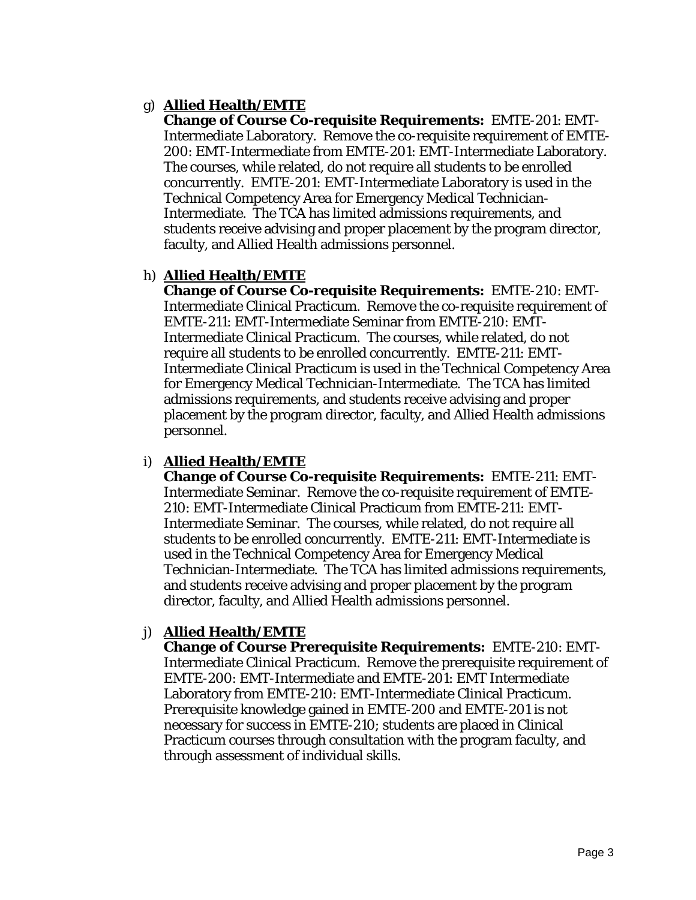g) **Allied Health/EMTE**
   **Change of Course Co-requisite Requirements:** EMTE-201: EMT-Intermediate Laboratory. Remove the co-requisite requirement of EMTE-200: EMT-Intermediate from EMTE-201: EMT-Intermediate Laboratory. The courses, while related, do not require all students to be enrolled concurrently. EMTE-201: EMT-Intermediate Laboratory is used in the Technical Competency Area for Emergency Medical Technician-Intermediate. The TCA has limited admissions requirements, and students receive advising and proper placement by the program director, faculty, and Allied Health admissions personnel.

h) **Allied Health/EMTE**
   **Change of Course Co-requisite Requirements:** EMTE-210: EMT-Intermediate Clinical Practicum. Remove the co-requisite requirement of EMTE-211: EMT-Intermediate Seminar from EMTE-210: EMT-Intermediate Clinical Practicum. The courses, while related, do not require all students to be enrolled concurrently. EMTE-211: EMT-Intermediate Clinical Practicum is used in the Technical Competency Area for Emergency Medical Technician-Intermediate. The TCA has limited admissions requirements, and students receive advising and proper placement by the program director, faculty, and Allied Health admissions personnel.

i) **Allied Health/EMTE**
   **Change of Course Co-requisite Requirements:** EMTE-211: EMT-Intermediate Seminar. Remove the co-requisite requirement of EMTE-210: EMT-Intermediate Clinical Practicum from EMTE-211: EMT-Intermediate Seminar. The courses, while related, do not require all students to be enrolled concurrently. EMTE-211: EMT-Intermediate is used in the Technical Competency Area for Emergency Medical Technician-Intermediate. The TCA has limited admissions requirements, and students receive advising and proper placement by the program director, faculty, and Allied Health admissions personnel.

j) **Allied Health/EMTE**
   **Change of Course Prerequisite Requirements:** EMTE-210: EMT-Intermediate Clinical Practicum. Remove the prerequisite requirement of EMTE-200: EMT-Intermediate and EMTE-201: EMT Intermediate Laboratory from EMTE-210: EMT-Intermediate Clinical Practicum. Prerequisite knowledge gained in EMTE-200 and EMTE-201 is not necessary for success in EMTE-210; students are placed in Clinical Practicum courses through consultation with the program faculty, and through assessment of individual skills.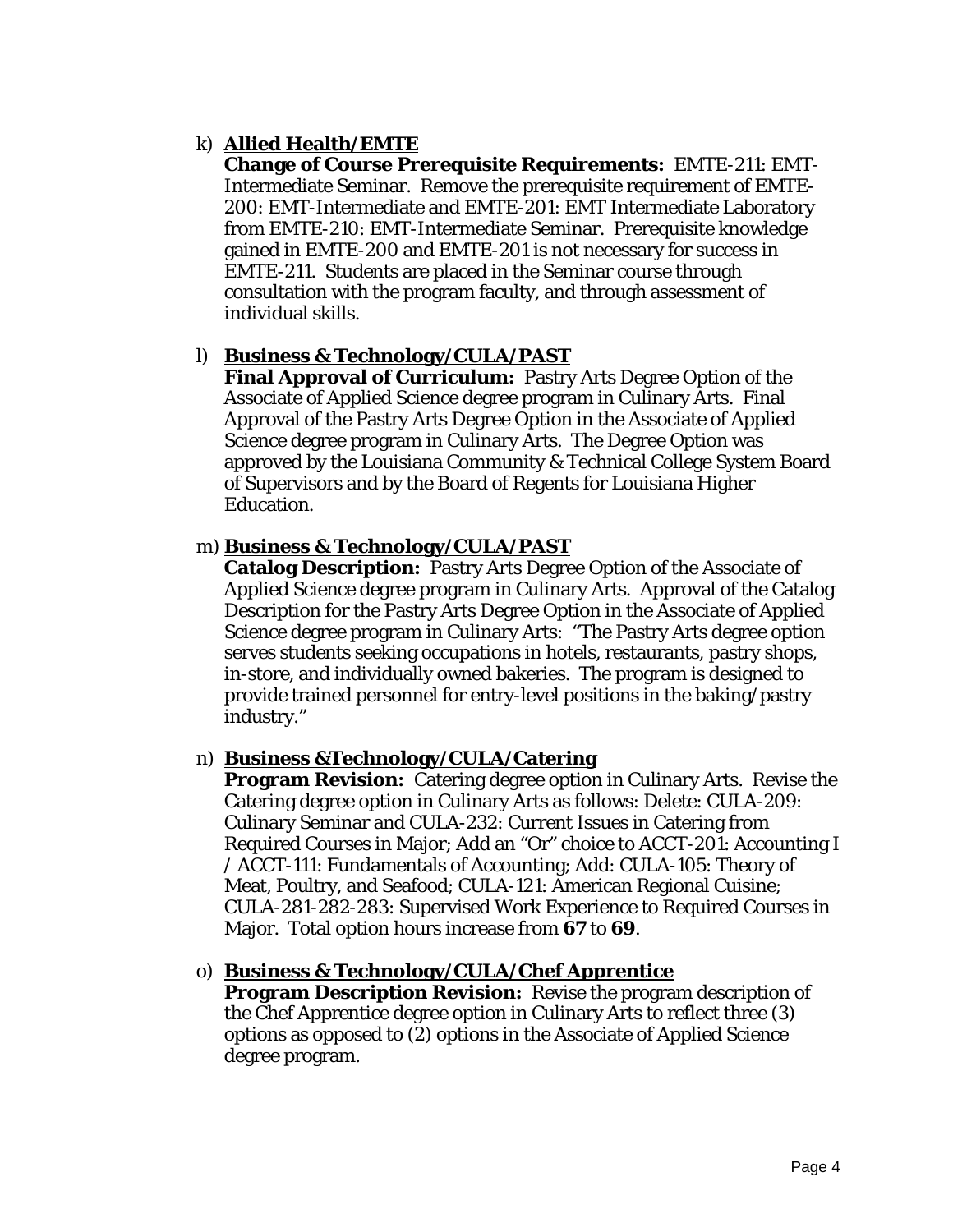k) **Allied Health/EMTE**

   **Change of Course Prerequisite Requirements:** EMTE-211: EMT-Intermediate Seminar. Remove the prerequisite requirement of EMTE-200: EMT-Intermediate and EMTE-201: EMT Intermediate Laboratory from EMTE-210: EMT-Intermediate Seminar. Prerequisite knowledge gained in EMTE-200 and EMTE-201 is not necessary for success in EMTE-211. Students are placed in the Seminar course through consultation with the program faculty, and through assessment of individual skills.

l) **Business & Technology/CULA/PAST**

   **Final Approval of Curriculum:** Pastry Arts Degree Option of the Associate of Applied Science degree program in Culinary Arts. Final Approval of the Pastry Arts Degree Option in the Associate of Applied Science degree program in Culinary Arts. The Degree Option was approved by the Louisiana Community & Technical College System Board of Supervisors and by the Board of Regents for Louisiana Higher Education.

m) **Business & Technology/CULA/PAST**

   **Catalog Description:** Pastry Arts Degree Option of the Associate of Applied Science degree program in Culinary Arts. Approval of the Catalog Description for the Pastry Arts Degree Option in the Associate of Applied Science degree program in Culinary Arts: "The Pastry Arts degree option serves students seeking occupations in hotels, restaurants, pastry shops, in-store, and individually owned bakeries. The program is designed to provide trained personnel for entry-level positions in the baking/pastry industry."

n) **Business &Technology/CULA/Catering**

   **Program Revision:** Catering degree option in Culinary Arts. Revise the Catering degree option in Culinary Arts as follows: Delete: CULA-209: Culinary Seminar and CULA-232: Current Issues in Catering from Required Courses in Major; Add an "Or" choice to ACCT-201: Accounting I / ACCT-111: Fundamentals of Accounting; Add: CULA-105: Theory of Meat, Poultry, and Seafood; CULA-121: American Regional Cuisine; CULA-281-282-283: Supervised Work Experience to Required Courses in Major. Total option hours increase from **67** to **69**.

o) **Business & Technology/CULA/Chef Apprentice**

   **Program Description Revision:** Revise the program description of the Chef Apprentice degree option in Culinary Arts to reflect three (3) options as opposed to (2) options in the Associate of Applied Science degree program.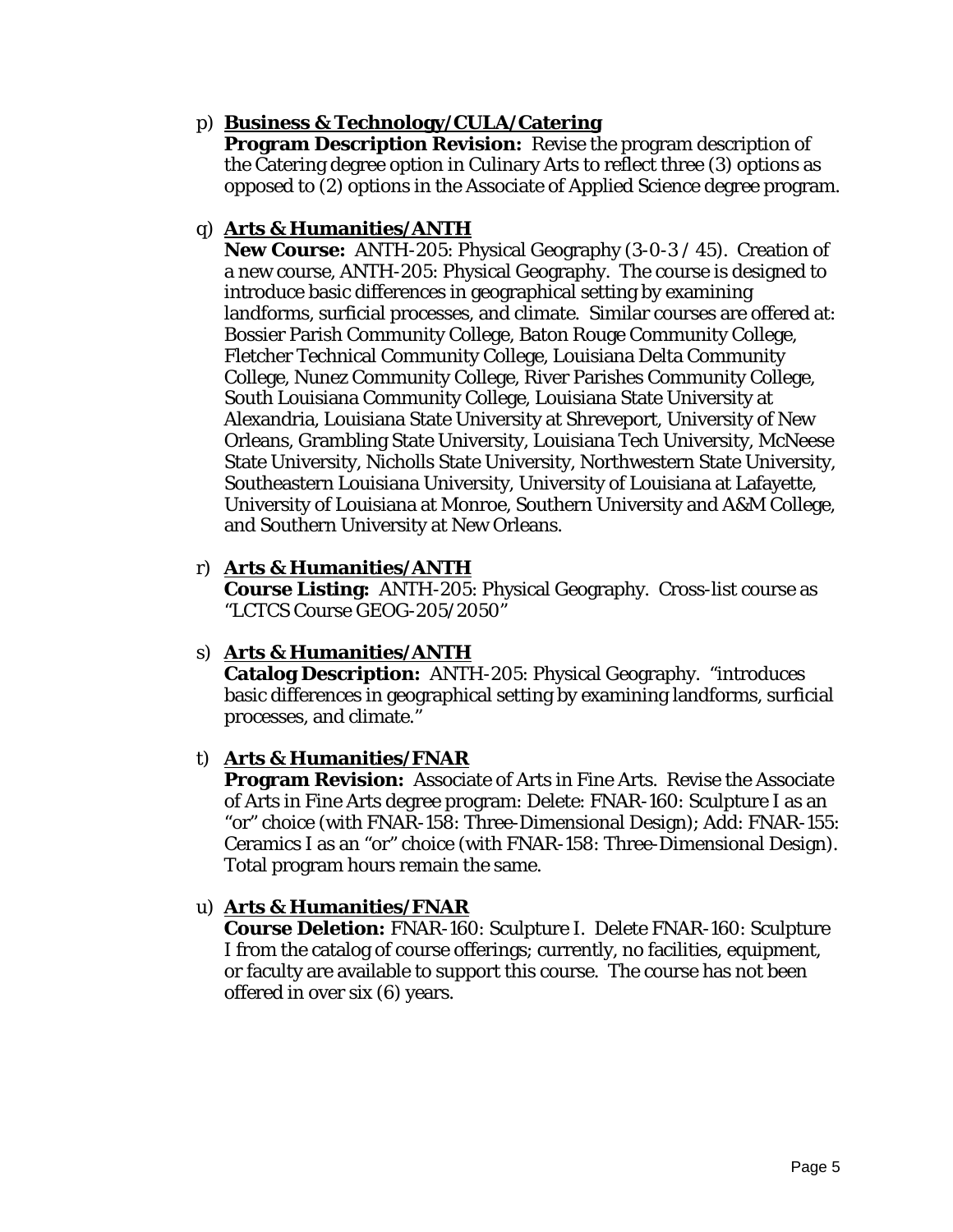p) **Business & Technology/CULA/Catering**
   **Program Description Revision:** Revise the program description of the Catering degree option in Culinary Arts to reflect three (3) options as opposed to (2) options in the Associate of Applied Science degree program.

q) **Arts & Humanities/ANTH**
   **New Course:** ANTH-205: Physical Geography (3-0-3 / 45). Creation of a new course, ANTH-205: Physical Geography. The course is designed to introduce basic differences in geographical setting by examining landforms, surficial processes, and climate. Similar courses are offered at: Bossier Parish Community College, Baton Rouge Community College, Fletcher Technical Community College, Louisiana Delta Community College, Nunez Community College, River Parishes Community College, South Louisiana Community College, Louisiana State University at Alexandria, Louisiana State University at Shreveport, University of New Orleans, Grambling State University, Louisiana Tech University, McNeese State University, Nicholls State University, Northwestern State University, Southeastern Louisiana University, University of Louisiana at Lafayette, University of Louisiana at Monroe, Southern University and A&M College, and Southern University at New Orleans.

r) **Arts & Humanities/ANTH**
   **Course Listing:** ANTH-205: Physical Geography. Cross-list course as "LCTCS Course GEOG-205/2050"

s) **Arts & Humanities/ANTH**
   **Catalog Description:** ANTH-205: Physical Geography. "introduces basic differences in geographical setting by examining landforms, surficial processes, and climate."

t) **Arts & Humanities/FNAR**
   **Program Revision:** Associate of Arts in Fine Arts. Revise the Associate of Arts in Fine Arts degree program: Delete: FNAR-160: Sculpture I as an "or" choice (with FNAR-158: Three-Dimensional Design); Add: FNAR-155: Ceramics I as an "or" choice (with FNAR-158: Three-Dimensional Design). Total program hours remain the same.

u) **Arts & Humanities/FNAR**
   **Course Deletion:** FNAR-160: Sculpture I. Delete FNAR-160: Sculpture I from the catalog of course offerings; currently, no facilities, equipment, or faculty are available to support this course. The course has not been offered in over six (6) years.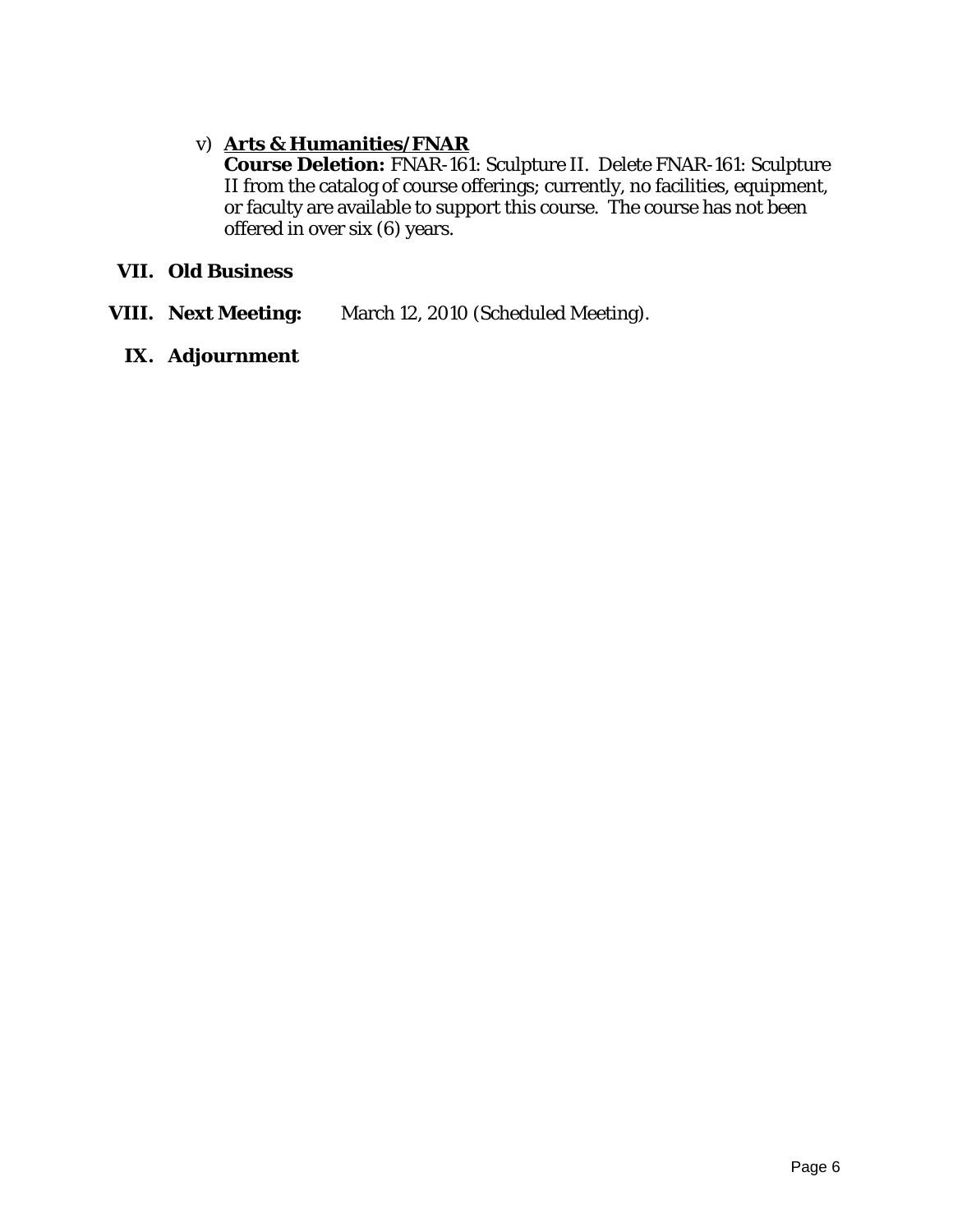v) **Arts & Humanities/FNAR**
   **Course Deletion:** FNAR-161: Sculpture II. Delete FNAR-161: Sculpture II from the catalog of course offerings; currently, no facilities, equipment, or faculty are available to support this course. The course has not been offered in over six (6) years.

**VII. Old Business**

**VIII. Next Meeting:** March 12, 2010 (Scheduled Meeting).

**IX. Adjournment**